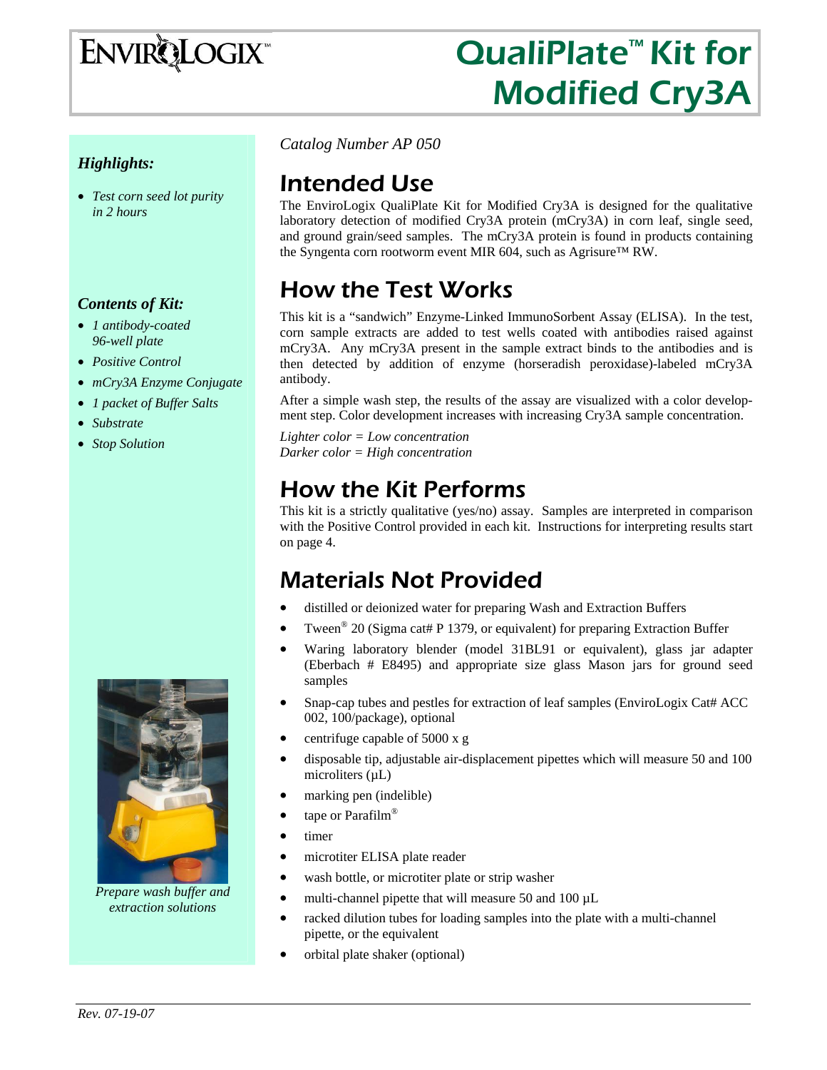# QualiPlate™ Kit for Modified Cry3A

ENVIROLOGIX™

***Highlights:***

- *Test corn seed lot purity in 2 hours*

***Contents of Kit:***

- *1 antibody-coated 96-well plate*
- *Positive Control*
- *mCry3A Enzyme Conjugate*
- *1 packet of Buffer Salts*
- *Substrate*
- *Stop Solution*

*Prepare wash buffer and extraction solutions*

*Catalog Number AP 050*

## Intended Use

The EnviroLogix QualiPlate Kit for Modified Cry3A is designed for the qualitative laboratory detection of modified Cry3A protein (mCry3A) in corn leaf, single seed, and ground grain/seed samples. The mCry3A protein is found in products containing the Syngenta corn rootworm event MIR 604, such as Agrisure™ RW.

## How the Test Works

This kit is a "sandwich" Enzyme-Linked ImmunoSorbent Assay (ELISA). In the test, corn sample extracts are added to test wells coated with antibodies raised against mCry3A. Any mCry3A present in the sample extract binds to the antibodies and is then detected by addition of enzyme (horseradish peroxidase)-labeled mCry3A antibody.

After a simple wash step, the results of the assay are visualized with a color development step. Color development increases with increasing Cry3A sample concentration.

*Lighter color = Low concentration*
*Darker color = High concentration*

## How the Kit Performs

This kit is a strictly qualitative (yes/no) assay. Samples are interpreted in comparison with the Positive Control provided in each kit. Instructions for interpreting results start on page 4.

## Materials Not Provided

- distilled or deionized water for preparing Wash and Extraction Buffers
- Tween® 20 (Sigma cat# P 1379, or equivalent) for preparing Extraction Buffer
- Waring laboratory blender (model 31BL91 or equivalent), glass jar adapter (Eberbach # E8495) and appropriate size glass Mason jars for ground seed samples
- Snap-cap tubes and pestles for extraction of leaf samples (EnviroLogix Cat# ACC 002, 100/package), optional
- centrifuge capable of 5000 x g
- disposable tip, adjustable air-displacement pipettes which will measure 50 and 100 microliters (µL)
- marking pen (indelible)
- tape or Parafilm®
- timer
- microtiter ELISA plate reader
- wash bottle, or microtiter plate or strip washer
- multi-channel pipette that will measure 50 and 100 µL
- racked dilution tubes for loading samples into the plate with a multi-channel pipette, or the equivalent
- orbital plate shaker (optional)

*Rev. 07-19-07*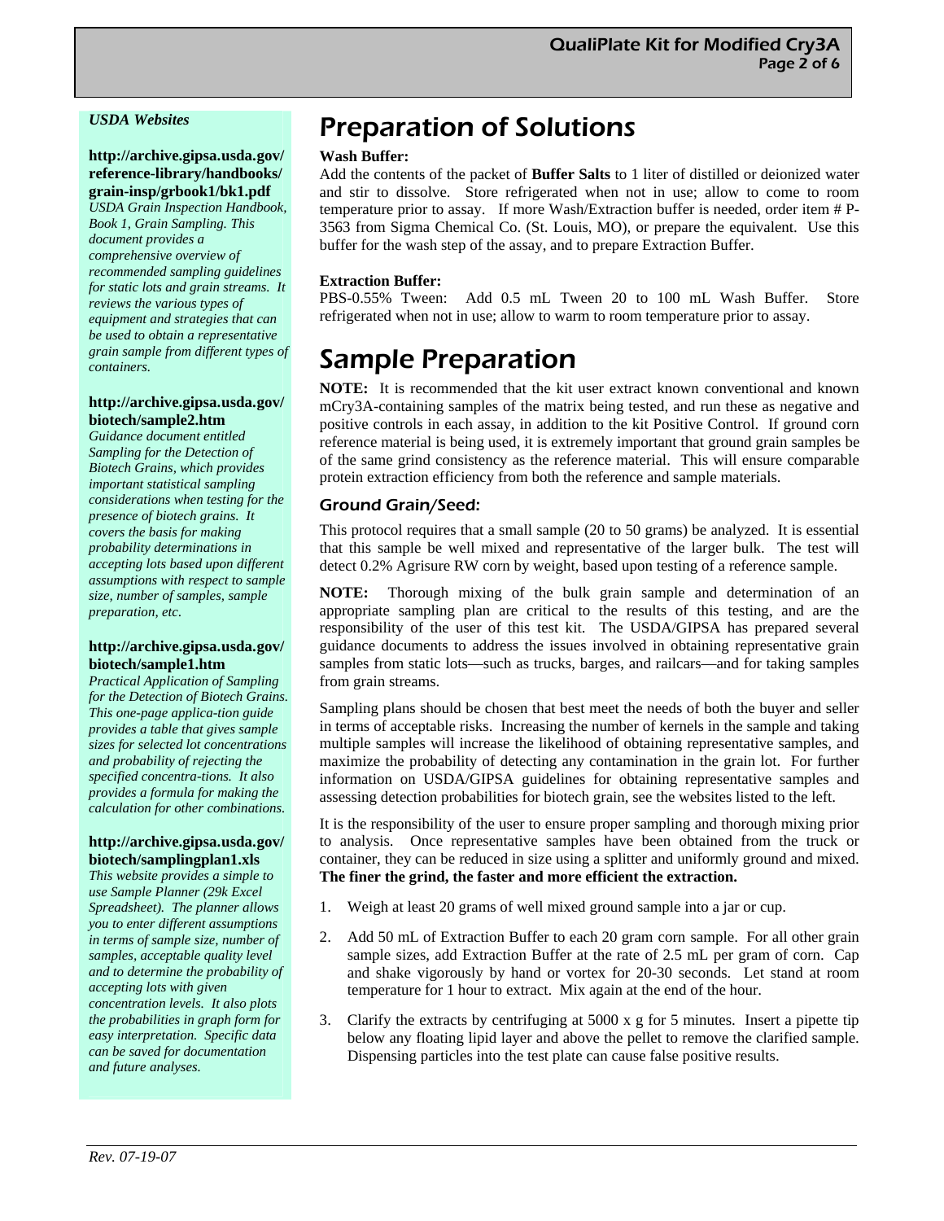*USDA Websites*

**http://archive.gipsa.usda.gov/reference-library/handbooks/grain-insp/grbook1/bk1.pdf**
*USDA Grain Inspection Handbook, Book 1, Grain Sampling. This document provides a comprehensive overview of recommended sampling guidelines for static lots and grain streams. It reviews the various types of equipment and strategies that can be used to obtain a representative grain sample from different types of containers.*

**http://archive.gipsa.usda.gov/biotech/sample2.htm**
*Guidance document entitled Sampling for the Detection of Biotech Grains, which provides important statistical sampling considerations when testing for the presence of biotech grains. It covers the basis for making probability determinations in accepting lots based upon different assumptions with respect to sample size, number of samples, sample preparation, etc.*

**http://archive.gipsa.usda.gov/biotech/sample1.htm**
*Practical Application of Sampling for the Detection of Biotech Grains. This one-page applica-tion guide provides a table that gives sample sizes for selected lot concentrations and probability of rejecting the specified concentra-tions. It also provides a formula for making the calculation for other combinations.*

**http://archive.gipsa.usda.gov/biotech/samplingplan1.xls**
*This website provides a simple to use Sample Planner (29k Excel Spreadsheet). The planner allows you to enter different assumptions in terms of sample size, number of samples, acceptable quality level and to determine the probability of accepting lots with given concentration levels. It also plots the probabilities in graph form for easy interpretation. Specific data can be saved for documentation and future analyses.*

# Preparation of Solutions

**Wash Buffer:**
Add the contents of the packet of **Buffer Salts** to 1 liter of distilled or deionized water and stir to dissolve. Store refrigerated when not in use; allow to come to room temperature prior to assay. If more Wash/Extraction buffer is needed, order item # P-3563 from Sigma Chemical Co. (St. Louis, MO), or prepare the equivalent. Use this buffer for the wash step of the assay, and to prepare Extraction Buffer.

**Extraction Buffer:**
PBS-0.55% Tween: Add 0.5 mL Tween 20 to 100 mL Wash Buffer. Store refrigerated when not in use; allow to warm to room temperature prior to assay.

# Sample Preparation

**NOTE:** It is recommended that the kit user extract known conventional and known mCry3A-containing samples of the matrix being tested, and run these as negative and positive controls in each assay, in addition to the kit Positive Control. If ground corn reference material is being used, it is extremely important that ground grain samples be of the same grind consistency as the reference material. This will ensure comparable protein extraction efficiency from both the reference and sample materials.

## Ground Grain/Seed:

This protocol requires that a small sample (20 to 50 grams) be analyzed. It is essential that this sample be well mixed and representative of the larger bulk. The test will detect 0.2% Agrisure RW corn by weight, based upon testing of a reference sample.

**NOTE:** Thorough mixing of the bulk grain sample and determination of an appropriate sampling plan are critical to the results of this testing, and are the responsibility of the user of this test kit. The USDA/GIPSA has prepared several guidance documents to address the issues involved in obtaining representative grain samples from static lots—such as trucks, barges, and railcars—and for taking samples from grain streams.

Sampling plans should be chosen that best meet the needs of both the buyer and seller in terms of acceptable risks. Increasing the number of kernels in the sample and taking multiple samples will increase the likelihood of obtaining representative samples, and maximize the probability of detecting any contamination in the grain lot. For further information on USDA/GIPSA guidelines for obtaining representative samples and assessing detection probabilities for biotech grain, see the websites listed to the left.

It is the responsibility of the user to ensure proper sampling and thorough mixing prior to analysis. Once representative samples have been obtained from the truck or container, they can be reduced in size using a splitter and uniformly ground and mixed. **The finer the grind, the faster and more efficient the extraction.**

1. Weigh at least 20 grams of well mixed ground sample into a jar or cup.
2. Add 50 mL of Extraction Buffer to each 20 gram corn sample. For all other grain sample sizes, add Extraction Buffer at the rate of 2.5 mL per gram of corn. Cap and shake vigorously by hand or vortex for 20-30 seconds. Let stand at room temperature for 1 hour to extract. Mix again at the end of the hour.
3. Clarify the extracts by centrifuging at 5000 x g for 5 minutes. Insert a pipette tip below any floating lipid layer and above the pellet to remove the clarified sample. Dispensing particles into the test plate can cause false positive results.

*Rev. 07-19-07*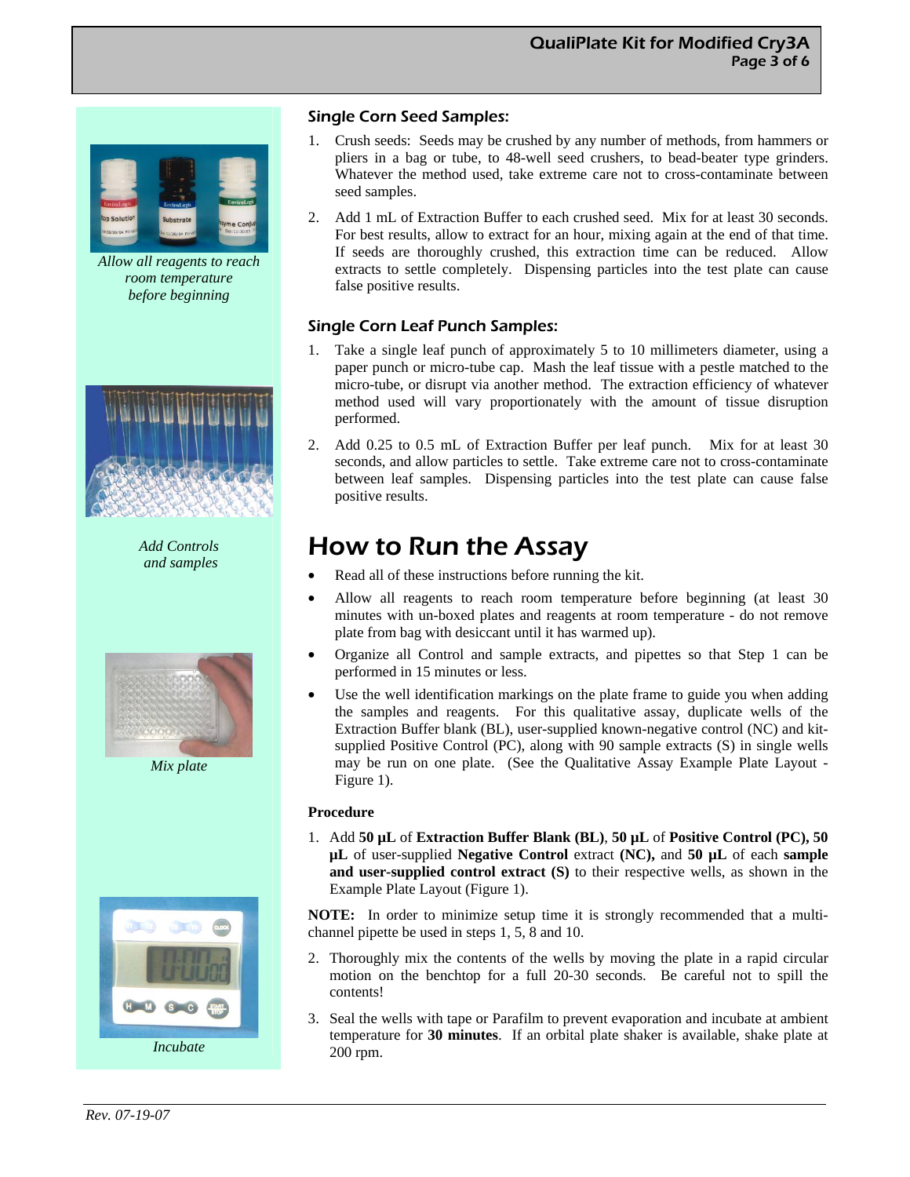*Allow all reagents to reach room temperature before beginning*

*Add Controls and samples*

*Mix plate*

*Incubate*

### Single Corn Seed Samples:

1. Crush seeds: Seeds may be crushed by any number of methods, from hammers or pliers in a bag or tube, to 48-well seed crushers, to bead-beater type grinders. Whatever the method used, take extreme care not to cross-contaminate between seed samples.
2. Add 1 mL of Extraction Buffer to each crushed seed. Mix for at least 30 seconds. For best results, allow to extract for an hour, mixing again at the end of that time. If seeds are thoroughly crushed, this extraction time can be reduced. Allow extracts to settle completely. Dispensing particles into the test plate can cause false positive results.

### Single Corn Leaf Punch Samples:

1. Take a single leaf punch of approximately 5 to 10 millimeters diameter, using a paper punch or micro-tube cap. Mash the leaf tissue with a pestle matched to the micro-tube, or disrupt via another method. The extraction efficiency of whatever method used will vary proportionately with the amount of tissue disruption performed.
2. Add 0.25 to 0.5 mL of Extraction Buffer per leaf punch. Mix for at least 30 seconds, and allow particles to settle. Take extreme care not to cross-contaminate between leaf samples. Dispensing particles into the test plate can cause false positive results.

## How to Run the Assay

- Read all of these instructions before running the kit.
- Allow all reagents to reach room temperature before beginning (at least 30 minutes with un-boxed plates and reagents at room temperature - do not remove plate from bag with desiccant until it has warmed up).
- Organize all Control and sample extracts, and pipettes so that Step 1 can be performed in 15 minutes or less.
- Use the well identification markings on the plate frame to guide you when adding the samples and reagents. For this qualitative assay, duplicate wells of the Extraction Buffer blank (BL), user-supplied known-negative control (NC) and kit-supplied Positive Control (PC), along with 90 sample extracts (S) in single wells may be run on one plate. (See the Qualitative Assay Example Plate Layout - Figure 1).

**Procedure**

1. Add **50 µL** of **Extraction Buffer Blank (BL)**, **50 µL** of **Positive Control (PC), 50 µL** of user-supplied **Negative Control** extract **(NC),** and **50 µL** of each **sample and user-supplied control extract (S)** to their respective wells, as shown in the Example Plate Layout (Figure 1).

**NOTE:** In order to minimize setup time it is strongly recommended that a multi-channel pipette be used in steps 1, 5, 8 and 10.

2. Thoroughly mix the contents of the wells by moving the plate in a rapid circular motion on the benchtop for a full 20-30 seconds. Be careful not to spill the contents!
3. Seal the wells with tape or Parafilm to prevent evaporation and incubate at ambient temperature for **30 minutes**. If an orbital plate shaker is available, shake plate at 200 rpm.

*Rev. 07-19-07*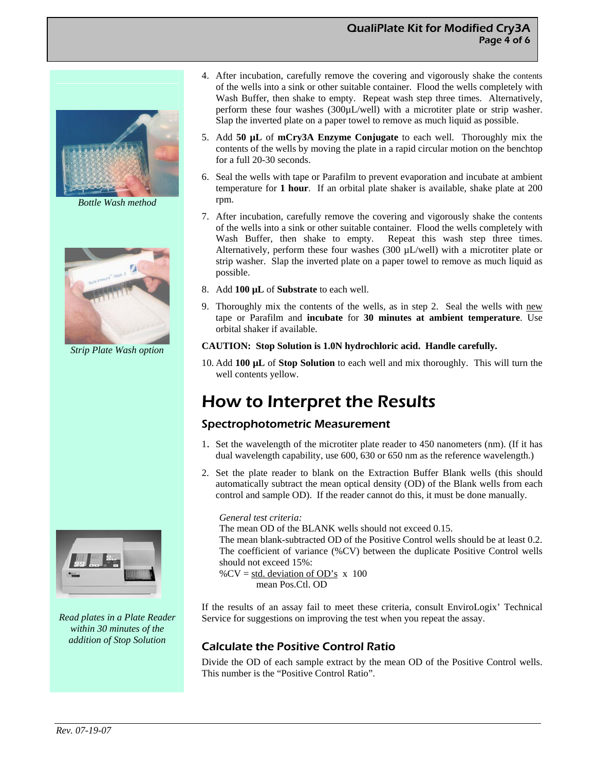Bottle Wash method

Strip Plate Wash option

Read plates in a Plate Reader within 30 minutes of the addition of Stop Solution

4. After incubation, carefully remove the covering and vigorously shake the contents of the wells into a sink or other suitable container. Flood the wells completely with Wash Buffer, then shake to empty. Repeat wash step three times. Alternatively, perform these four washes (300µL/well) with a microtiter plate or strip washer. Slap the inverted plate on a paper towel to remove as much liquid as possible.

5. Add **50 µL** of **mCry3A Enzyme Conjugate** to each well. Thoroughly mix the contents of the wells by moving the plate in a rapid circular motion on the benchtop for a full 20-30 seconds.

6. Seal the wells with tape or Parafilm to prevent evaporation and incubate at ambient temperature for **1 hour**. If an orbital plate shaker is available, shake plate at 200 rpm.

7. After incubation, carefully remove the covering and vigorously shake the contents of the wells into a sink or other suitable container. Flood the wells completely with Wash Buffer, then shake to empty. Repeat this wash step three times. Alternatively, perform these four washes (300 µL/well) with a microtiter plate or strip washer. Slap the inverted plate on a paper towel to remove as much liquid as possible.

8. Add **100 µL** of **Substrate** to each well.

9. Thoroughly mix the contents of the wells, as in step 2. Seal the wells with new tape or Parafilm and **incubate** for **30 minutes at ambient temperature**. Use orbital shaker if available.

**CAUTION: Stop Solution is 1.0N hydrochloric acid. Handle carefully.**

10. Add **100 µL** of **Stop Solution** to each well and mix thoroughly. This will turn the well contents yellow.

# How to Interpret the Results

## Spectrophotometric Measurement

1. Set the wavelength of the microtiter plate reader to 450 nanometers (nm). (If it has dual wavelength capability, use 600, 630 or 650 nm as the reference wavelength.)

2. Set the plate reader to blank on the Extraction Buffer Blank wells (this should automatically subtract the mean optical density (OD) of the Blank wells from each control and sample OD). If the reader cannot do this, it must be done manually.

*General test criteria:*
The mean OD of the BLANK wells should not exceed 0.15.
The mean blank-subtracted OD of the Positive Control wells should be at least 0.2.
The coefficient of variance (%CV) between the duplicate Positive Control wells should not exceed 15%:

$$\%CV = \frac{\text{std. deviation of OD's}}{\text{mean Pos.Ctl. OD}} \times 100$$

If the results of an assay fail to meet these criteria, consult EnviroLogix' Technical Service for suggestions on improving the test when you repeat the assay.

## Calculate the Positive Control Ratio

Divide the OD of each sample extract by the mean OD of the Positive Control wells. This number is the "Positive Control Ratio".

*Rev. 07-19-07*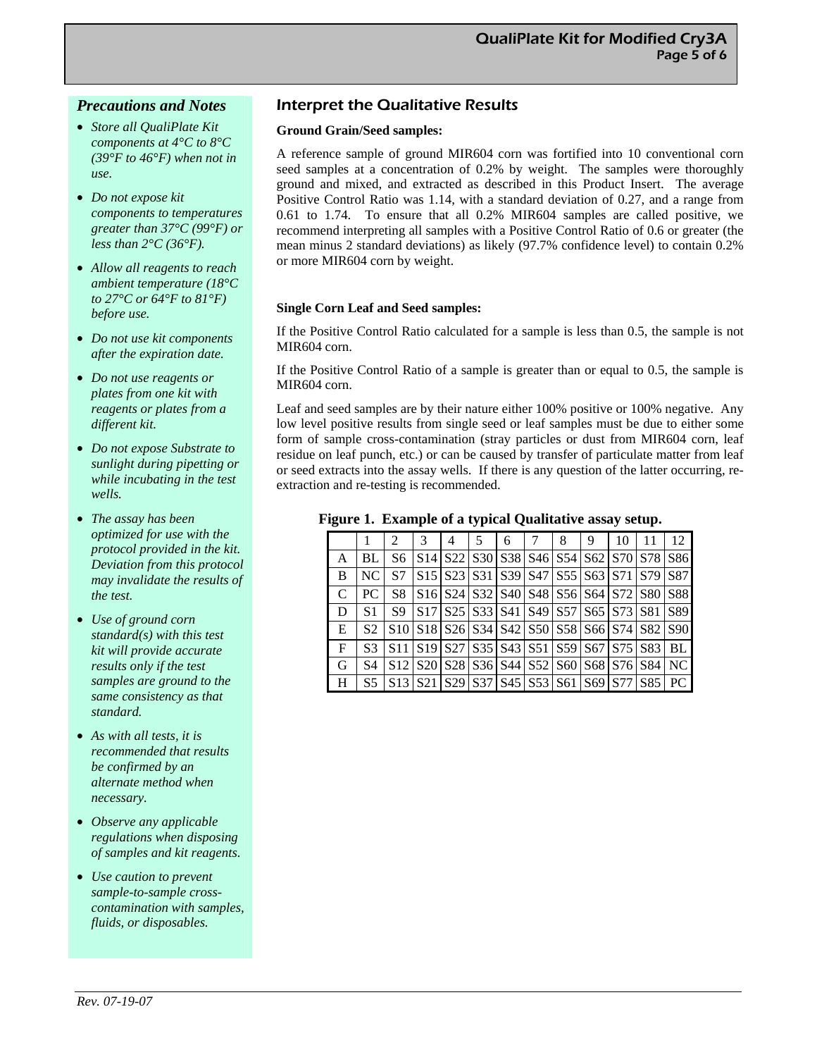## Precautions and Notes

- *Store all QualiPlate Kit components at 4°C to 8°C (39°F to 46°F) when not in use.*
- *Do not expose kit components to temperatures greater than 37°C (99°F) or less than 2°C (36°F).*
- *Allow all reagents to reach ambient temperature (18°C to 27°C or 64°F to 81°F) before use.*
- *Do not use kit components after the expiration date.*
- *Do not use reagents or plates from one kit with reagents or plates from a different kit.*
- *Do not expose Substrate to sunlight during pipetting or while incubating in the test wells.*
- *The assay has been optimized for use with the protocol provided in the kit. Deviation from this protocol may invalidate the results of the test.*
- *Use of ground corn standard(s) with this test kit will provide accurate results only if the test samples are ground to the same consistency as that standard.*
- *As with all tests, it is recommended that results be confirmed by an alternate method when necessary.*
- *Observe any applicable regulations when disposing of samples and kit reagents.*
- *Use caution to prevent sample-to-sample cross-contamination with samples, fluids, or disposables.*

## Interpret the Qualitative Results

**Ground Grain/Seed samples:**

A reference sample of ground MIR604 corn was fortified into 10 conventional corn seed samples at a concentration of 0.2% by weight. The samples were thoroughly ground and mixed, and extracted as described in this Product Insert. The average Positive Control Ratio was 1.14, with a standard deviation of 0.27, and a range from 0.61 to 1.74. To ensure that all 0.2% MIR604 samples are called positive, we recommend interpreting all samples with a Positive Control Ratio of 0.6 or greater (the mean minus 2 standard deviations) as likely (97.7% confidence level) to contain 0.2% or more MIR604 corn by weight.

**Single Corn Leaf and Seed samples:**

If the Positive Control Ratio calculated for a sample is less than 0.5, the sample is not MIR604 corn.

If the Positive Control Ratio of a sample is greater than or equal to 0.5, the sample is MIR604 corn.

Leaf and seed samples are by their nature either 100% positive or 100% negative. Any low level positive results from single seed or leaf samples must be due to either some form of sample cross-contamination (stray particles or dust from MIR604 corn, leaf residue on leaf punch, etc.) or can be caused by transfer of particulate matter from leaf or seed extracts into the assay wells. If there is any question of the latter occurring, re-extraction and re-testing is recommended.

**Figure 1. Example of a typical Qualitative assay setup.**

| | 1 | 2 | 3 | 4 | 5 | 6 | 7 | 8 | 9 | 10 | 11 | 12 |
|---|---|---|---|---|---|---|---|---|---|---|---|---|
| A | BL | S6 | S14 | S22 | S30 | S38 | S46 | S54 | S62 | S70 | S78 | S86 |
| B | NC | S7 | S15 | S23 | S31 | S39 | S47 | S55 | S63 | S71 | S79 | S87 |
| C | PC | S8 | S16 | S24 | S32 | S40 | S48 | S56 | S64 | S72 | S80 | S88 |
| D | S1 | S9 | S17 | S25 | S33 | S41 | S49 | S57 | S65 | S73 | S81 | S89 |
| E | S2 | S10 | S18 | S26 | S34 | S42 | S50 | S58 | S66 | S74 | S82 | S90 |
| F | S3 | S11 | S19 | S27 | S35 | S43 | S51 | S59 | S67 | S75 | S83 | BL |
| G | S4 | S12 | S20 | S28 | S36 | S44 | S52 | S60 | S68 | S76 | S84 | NC |
| H | S5 | S13 | S21 | S29 | S37 | S45 | S53 | S61 | S69 | S77 | S85 | PC |

*Rev. 07-19-07*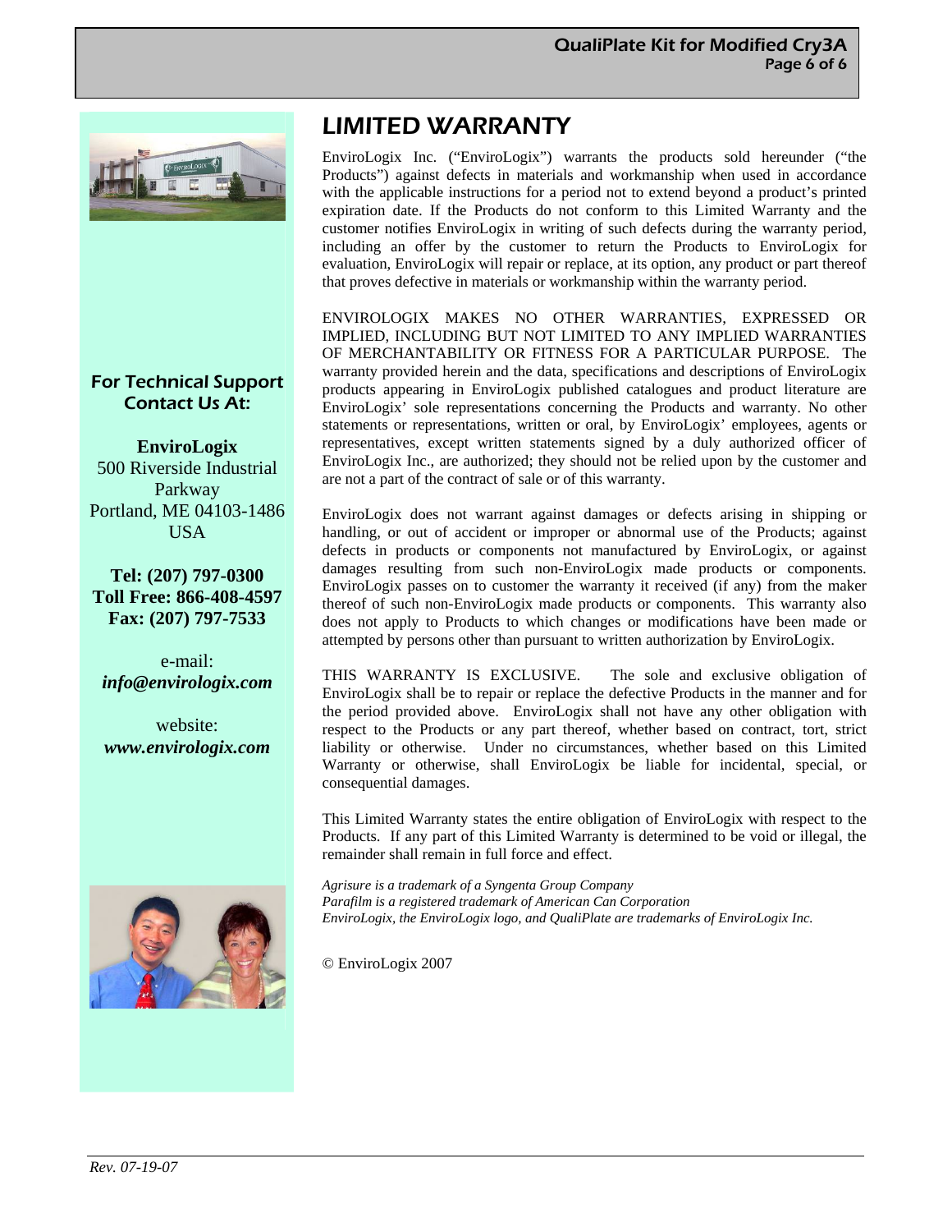## For Technical Support Contact Us At:

**EnviroLogix**
500 Riverside Industrial Parkway
Portland, ME 04103-1486
USA

**Tel: (207) 797-0300**
**Toll Free: 866-408-4597**
**Fax: (207) 797-7533**

e-mail:
***info@envirologix.com***

website:
***www.envirologix.com***

# LIMITED WARRANTY

EnviroLogix Inc. ("EnviroLogix") warrants the products sold hereunder ("the Products") against defects in materials and workmanship when used in accordance with the applicable instructions for a period not to extend beyond a product's printed expiration date. If the Products do not conform to this Limited Warranty and the customer notifies EnviroLogix in writing of such defects during the warranty period, including an offer by the customer to return the Products to EnviroLogix for evaluation, EnviroLogix will repair or replace, at its option, any product or part thereof that proves defective in materials or workmanship within the warranty period.

ENVIROLOGIX MAKES NO OTHER WARRANTIES, EXPRESSED OR IMPLIED, INCLUDING BUT NOT LIMITED TO ANY IMPLIED WARRANTIES OF MERCHANTABILITY OR FITNESS FOR A PARTICULAR PURPOSE. The warranty provided herein and the data, specifications and descriptions of EnviroLogix products appearing in EnviroLogix published catalogues and product literature are EnviroLogix' sole representations concerning the Products and warranty. No other statements or representations, written or oral, by EnviroLogix' employees, agents or representatives, except written statements signed by a duly authorized officer of EnviroLogix Inc., are authorized; they should not be relied upon by the customer and are not a part of the contract of sale or of this warranty.

EnviroLogix does not warrant against damages or defects arising in shipping or handling, or out of accident or improper or abnormal use of the Products; against defects in products or components not manufactured by EnviroLogix, or against damages resulting from such non-EnviroLogix made products or components. EnviroLogix passes on to customer the warranty it received (if any) from the maker thereof of such non-EnviroLogix made products or components. This warranty also does not apply to Products to which changes or modifications have been made or attempted by persons other than pursuant to written authorization by EnviroLogix.

THIS WARRANTY IS EXCLUSIVE. The sole and exclusive obligation of EnviroLogix shall be to repair or replace the defective Products in the manner and for the period provided above. EnviroLogix shall not have any other obligation with respect to the Products or any part thereof, whether based on contract, tort, strict liability or otherwise. Under no circumstances, whether based on this Limited Warranty or otherwise, shall EnviroLogix be liable for incidental, special, or consequential damages.

This Limited Warranty states the entire obligation of EnviroLogix with respect to the Products. If any part of this Limited Warranty is determined to be void or illegal, the remainder shall remain in full force and effect.

*Agrisure is a trademark of a Syngenta Group Company*
*Parafilm is a registered trademark of American Can Corporation*
*EnviroLogix, the EnviroLogix logo, and QualiPlate are trademarks of EnviroLogix Inc.*

© EnviroLogix 2007

*Rev. 07-19-07*